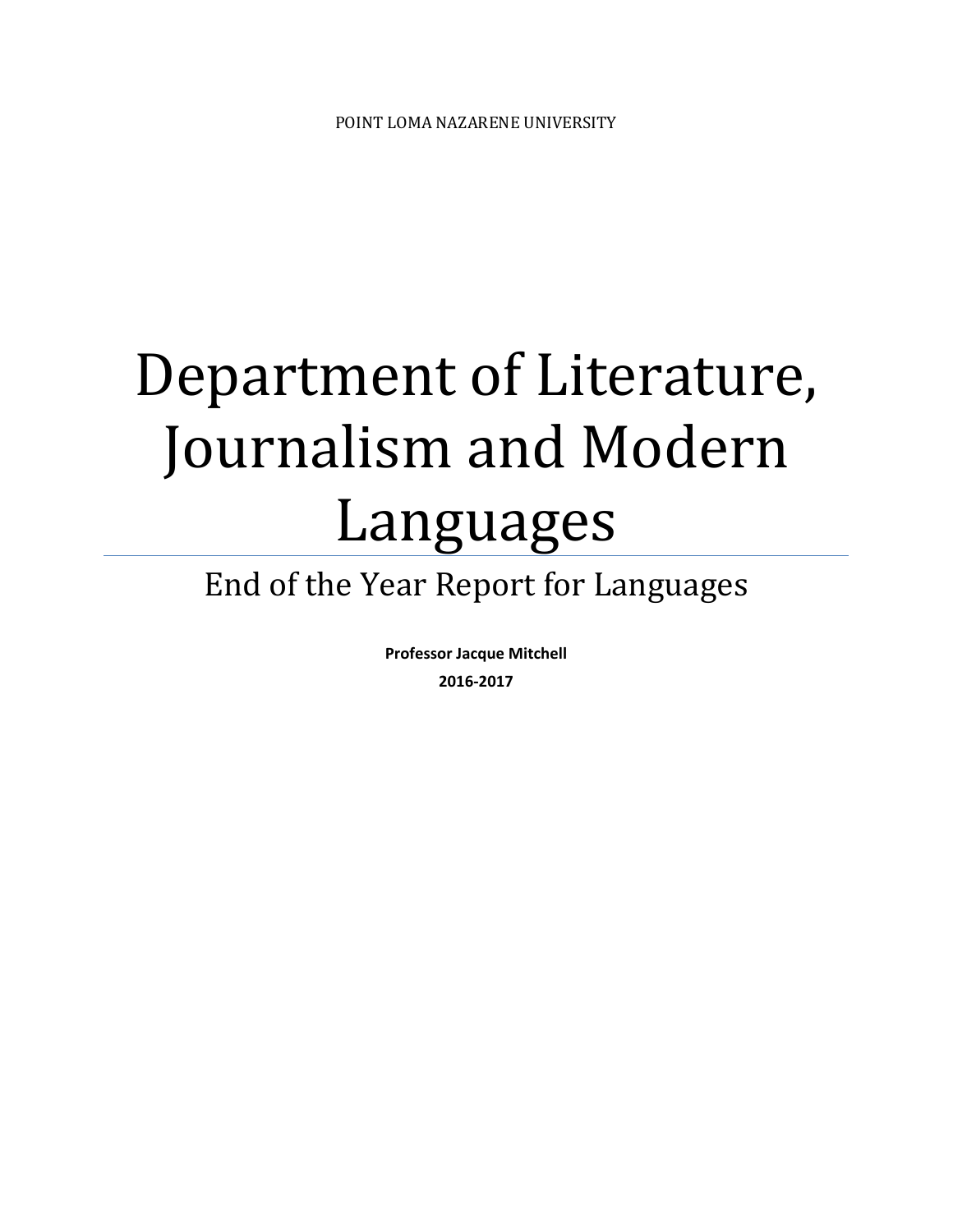POINT LOMA NAZARENE UNIVERSITY

# Department of Literature, Journalism and Modern Languages

## End of the Year Report for Languages

**Professor Jacque Mitchell**

**2016-2017**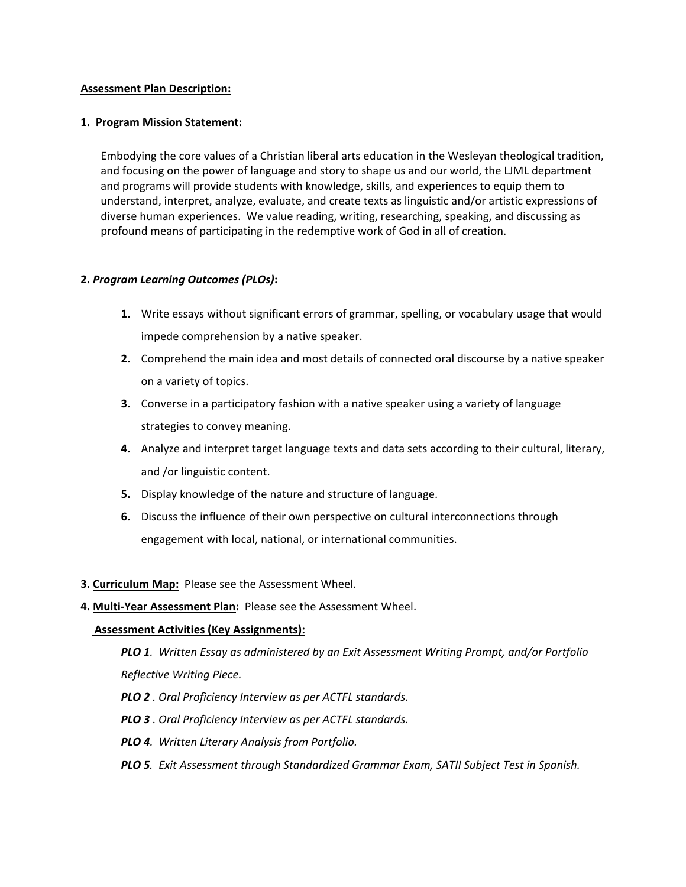**Assessment Plan Description:**

**1. Program Mission Statement:**

Embodying the core values of a Christian liberal arts education in the Wesleyan theological tradition, and focusing on the power of language and story to shape us and our world, the LJML department and programs will provide students with knowledge, skills, and experiences to equip them to understand, interpret, analyze, evaluate, and create texts as linguistic and/or artistic expressions of diverse human experiences. We value reading, writing, researching, speaking, and discussing as profound means of participating in the redemptive work of God in all of creation.

**2. *Program Learning Outcomes (PLOs)*:**

1. Write essays without significant errors of grammar, spelling, or vocabulary usage that would impede comprehension by a native speaker.
2. Comprehend the main idea and most details of connected oral discourse by a native speaker on a variety of topics.
3. Converse in a participatory fashion with a native speaker using a variety of language strategies to convey meaning.
4. Analyze and interpret target language texts and data sets according to their cultural, literary, and /or linguistic content.
5. Display knowledge of the nature and structure of language.
6. Discuss the influence of their own perspective on cultural interconnections through engagement with local, national, or international communities.

**3. Curriculum Map:** Please see the Assessment Wheel.

**4. Multi-Year Assessment Plan:** Please see the Assessment Wheel.

**Assessment Activities (Key Assignments):**

***PLO 1****. Written Essay as administered by an Exit Assessment Writing Prompt, and/or Portfolio Reflective Writing Piece.*

***PLO 2*** *. Oral Proficiency Interview as per ACTFL standards.*

***PLO 3*** *. Oral Proficiency Interview as per ACTFL standards.*

***PLO 4****. Written Literary Analysis from Portfolio.*

***PLO 5****. Exit Assessment through Standardized Grammar Exam, SATII Subject Test in Spanish.*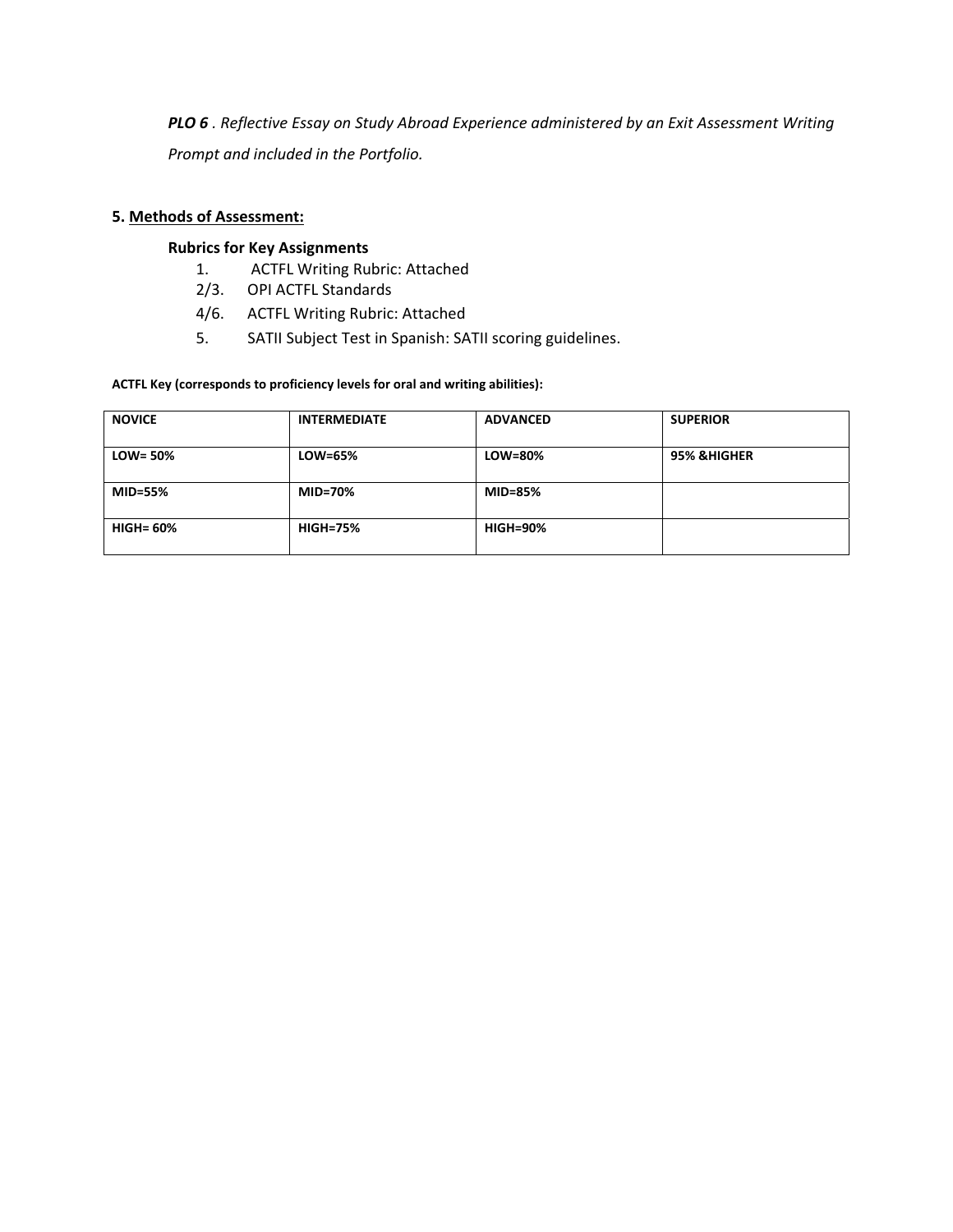***PLO 6*** *. Reflective Essay on Study Abroad Experience administered by an Exit Assessment Writing Prompt and included in the Portfolio.*

**5. <u>Methods of Assessment:</u>**

**Rubrics for Key Assignments**

1. ACTFL Writing Rubric: Attached
2/3. OPI ACTFL Standards
4/6. ACTFL Writing Rubric: Attached
5. SATII Subject Test in Spanish: SATII scoring guidelines.

**ACTFL Key (corresponds to proficiency levels for oral and writing abilities):**

| NOVICE | INTERMEDIATE | ADVANCED | SUPERIOR |
|---|---|---|---|
| LOW= 50% | LOW=65% | LOW=80% | 95% &HIGHER |
| MID=55% | MID=70% | MID=85% | |
| HIGH= 60% | HIGH=75% | HIGH=90% | |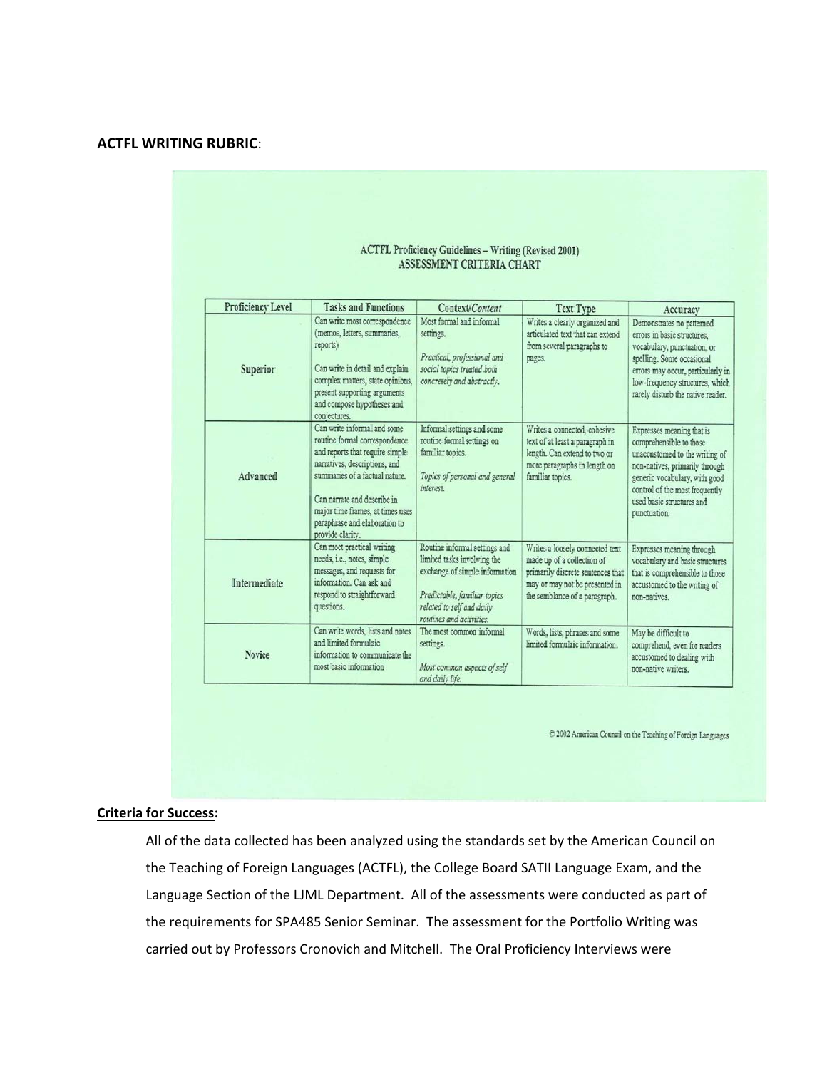**ACTFL WRITING RUBRIC**:

ACTFL Proficiency Guidelines – Writing (Revised 2001)
ASSESSMENT CRITERIA CHART

| Proficiency Level | Tasks and Functions | Context/*Content* | Text Type | Accuracy |
|---|---|---|---|---|
| Superior | Can write most correspondence (memos, letters, summaries, reports) Can write in detail and explain complex matters, state opinions, present supporting arguments and compose hypotheses and conjectures. | Most formal and informal settings. *Practical, professional and social topics treated both concretely and abstractly.* | Writes a clearly organized and articulated text that can extend from several paragraphs to pages. | Demonstrates no patterned errors in basic structures, vocabulary, punctuation, or spelling. Some occasional errors may occur, particularly in low-frequency structures, which rarely disturb the native reader. |
| Advanced | Can write informal and some routine formal correspondence and reports that require simple narratives, descriptions, and summaries of a factual nature. Can narrate and describe in major time frames, at times uses paraphrase and elaboration to provide clarity. | Informal settings and some routine formal settings on familiar topics. *Topics of personal and general interest.* | Writes a connected, cohesive text of at least a paragraph in length. Can extend to two or more paragraphs in length on familiar topics. | Expresses meaning that is comprehensible to those unaccustomed to the writing of non-natives, primarily through generic vocabulary, with good control of the most frequently used basic structures and punctuation. |
| Intermediate | Can meet practical writing needs, i.e., notes, simple messages, and requests for information. Can ask and respond to straightforward questions. | Routine informal settings and limited tasks involving the exchange of simple information *Predictable, familiar topics related to self and daily routines and activities.* | Writes a loosely connected text made up of a collection of primarily discrete sentences that may or may not be presented in the semblance of a paragraph. | Expresses meaning through vocabulary and basic structures that is comprehensible to those accustomed to the writing of non-natives. |
| Novice | Can write words, lists and notes and limited formulaic information to communicate the most basic information | The most common informal settings. *Most common aspects of self and daily life.* | Words, lists, phrases and some limited formulaic information. | May be difficult to comprehend, even for readers accustomed to dealing with non-native writers. |

© 2002 American Council on the Teaching of Foreign Languages

**Criteria for Success:**

All of the data collected has been analyzed using the standards set by the American Council on the Teaching of Foreign Languages (ACTFL), the College Board SATII Language Exam, and the Language Section of the LJML Department. All of the assessments were conducted as part of the requirements for SPA485 Senior Seminar. The assessment for the Portfolio Writing was carried out by Professors Cronovich and Mitchell. The Oral Proficiency Interviews were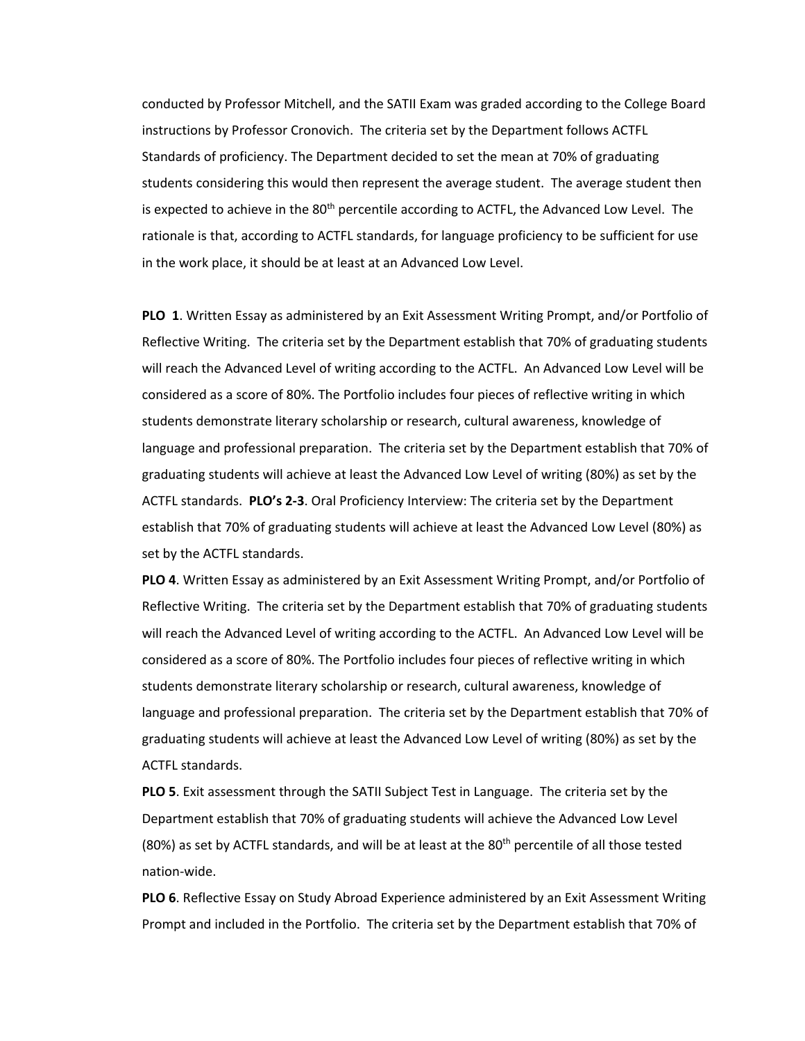conducted by Professor Mitchell, and the SATII Exam was graded according to the College Board instructions by Professor Cronovich. The criteria set by the Department follows ACTFL Standards of proficiency. The Department decided to set the mean at 70% of graduating students considering this would then represent the average student. The average student then is expected to achieve in the 80th percentile according to ACTFL, the Advanced Low Level. The rationale is that, according to ACTFL standards, for language proficiency to be sufficient for use in the work place, it should be at least at an Advanced Low Level.

**PLO 1**. Written Essay as administered by an Exit Assessment Writing Prompt, and/or Portfolio of Reflective Writing. The criteria set by the Department establish that 70% of graduating students will reach the Advanced Level of writing according to the ACTFL. An Advanced Low Level will be considered as a score of 80%. The Portfolio includes four pieces of reflective writing in which students demonstrate literary scholarship or research, cultural awareness, knowledge of language and professional preparation. The criteria set by the Department establish that 70% of graduating students will achieve at least the Advanced Low Level of writing (80%) as set by the ACTFL standards. **PLO's 2-3**. Oral Proficiency Interview: The criteria set by the Department establish that 70% of graduating students will achieve at least the Advanced Low Level (80%) as set by the ACTFL standards.

**PLO 4**. Written Essay as administered by an Exit Assessment Writing Prompt, and/or Portfolio of Reflective Writing. The criteria set by the Department establish that 70% of graduating students will reach the Advanced Level of writing according to the ACTFL. An Advanced Low Level will be considered as a score of 80%. The Portfolio includes four pieces of reflective writing in which students demonstrate literary scholarship or research, cultural awareness, knowledge of language and professional preparation. The criteria set by the Department establish that 70% of graduating students will achieve at least the Advanced Low Level of writing (80%) as set by the ACTFL standards.

**PLO 5**. Exit assessment through the SATII Subject Test in Language. The criteria set by the Department establish that 70% of graduating students will achieve the Advanced Low Level (80%) as set by ACTFL standards, and will be at least at the 80th percentile of all those tested nation-wide.

**PLO 6**. Reflective Essay on Study Abroad Experience administered by an Exit Assessment Writing Prompt and included in the Portfolio. The criteria set by the Department establish that 70% of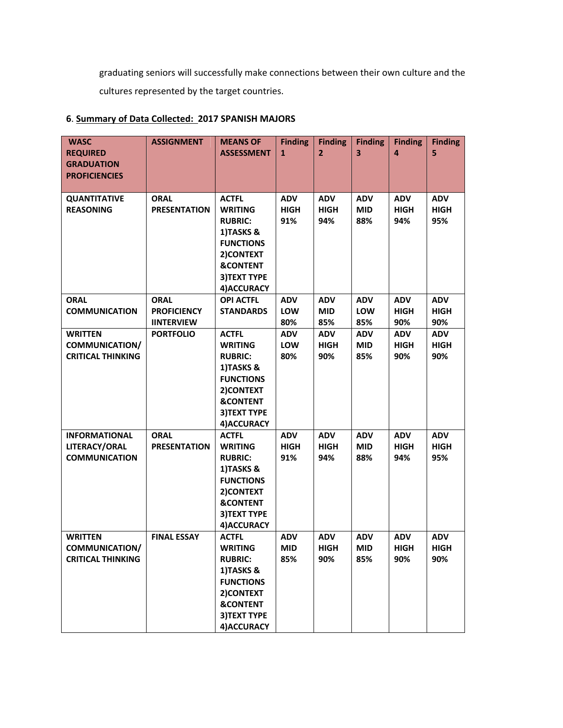graduating seniors will successfully make connections between their own culture and the cultures represented by the target countries.

6. **Summary of Data Collected: 2017 SPANISH MAJORS**

| WASC REQUIRED GRADUATION PROFICIENCIES | ASSIGNMENT | MEANS OF ASSESSMENT | Finding 1 | Finding 2 | Finding 3 | Finding 4 | Finding 5 |
|---|---|---|---|---|---|---|---|
| QUANTITATIVE REASONING | ORAL PRESENTATION | ACTFL WRITING RUBRIC: 1)TASKS & FUNCTIONS 2)CONTEXT &CONTENT 3)TEXT TYPE 4)ACCURACY | ADV HIGH 91% | ADV HIGH 94% | ADV MID 88% | ADV HIGH 94% | ADV HIGH 95% |
| ORAL COMMUNICATION | ORAL PROFICIENCY IINTERVIEW | OPI ACTFL STANDARDS | ADV LOW 80% | ADV MID 85% | ADV LOW 85% | ADV HIGH 90% | ADV HIGH 90% |
| WRITTEN COMMUNICATION/ CRITICAL THINKING | PORTFOLIO | ACTFL WRITING RUBRIC: 1)TASKS & FUNCTIONS 2)CONTEXT &CONTENT 3)TEXT TYPE 4)ACCURACY | ADV LOW 80% | ADV HIGH 90% | ADV MID 85% | ADV HIGH 90% | ADV HIGH 90% |
| INFORMATIONAL LITERACY/ORAL COMMUNICATION | ORAL PRESENTATION | ACTFL WRITING RUBRIC: 1)TASKS & FUNCTIONS 2)CONTEXT &CONTENT 3)TEXT TYPE 4)ACCURACY | ADV HIGH 91% | ADV HIGH 94% | ADV MID 88% | ADV HIGH 94% | ADV HIGH 95% |
| WRITTEN COMMUNICATION/ CRITICAL THINKING | FINAL ESSAY | ACTFL WRITING RUBRIC: 1)TASKS & FUNCTIONS 2)CONTEXT &CONTENT 3)TEXT TYPE 4)ACCURACY | ADV MID 85% | ADV HIGH 90% | ADV MID 85% | ADV HIGH 90% | ADV HIGH 90% |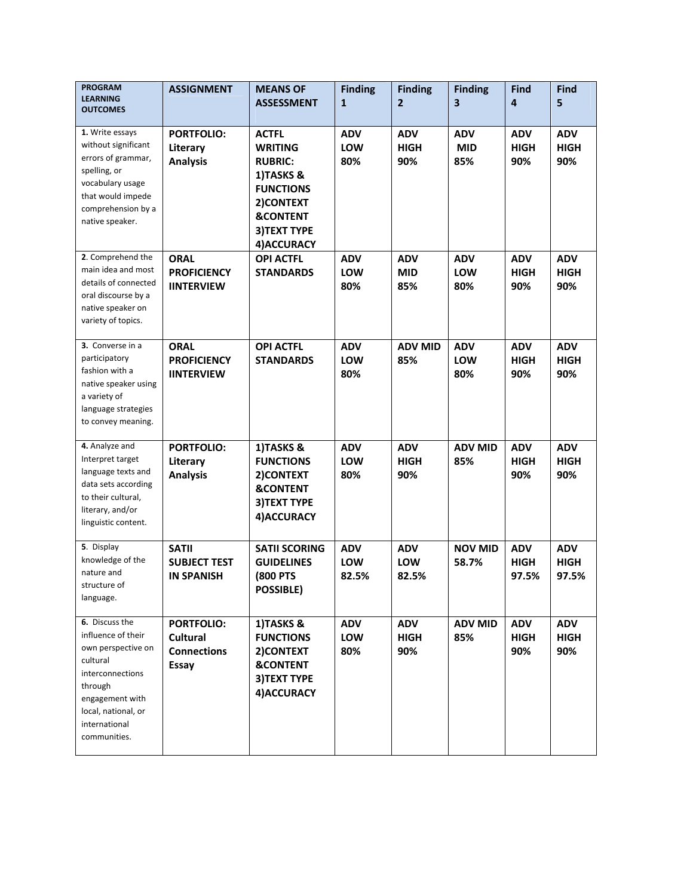| PROGRAM LEARNING OUTCOMES | ASSIGNMENT | MEANS OF ASSESSMENT | Finding 1 | Finding 2 | Finding 3 | Find 4 | Find 5 |
|---|---|---|---|---|---|---|---|
| **1.** Write essays without significant errors of grammar, spelling, or vocabulary usage that would impede comprehension by a native speaker. | **PORTFOLIO: Literary Analysis** | **ACTFL WRITING RUBRIC: 1)TASKS & FUNCTIONS 2)CONTEXT &CONTENT 3)TEXT TYPE 4)ACCURACY** | **ADV LOW 80%** | **ADV HIGH 90%** | **ADV MID 85%** | **ADV HIGH 90%** | **ADV HIGH 90%** |
| **2**. Comprehend the main idea and most details of connected oral discourse by a native speaker on variety of topics. | **ORAL PROFICIENCY IINTERVIEW** | **OPI ACTFL STANDARDS** | **ADV LOW 80%** | **ADV MID 85%** | **ADV LOW 80%** | **ADV HIGH 90%** | **ADV HIGH 90%** |
| **3.** Converse in a participatory fashion with a native speaker using a variety of language strategies to convey meaning. | **ORAL PROFICIENCY IINTERVIEW** | **OPI ACTFL STANDARDS** | **ADV LOW 80%** | **ADV MID 85%** | **ADV LOW 80%** | **ADV HIGH 90%** | **ADV HIGH 90%** |
| **4.** Analyze and Interpret target language texts and data sets according to their cultural, literary, and/or linguistic content. | **PORTFOLIO: Literary Analysis** | **1)TASKS & FUNCTIONS 2)CONTEXT &CONTENT 3)TEXT TYPE 4)ACCURACY** | **ADV LOW 80%** | **ADV HIGH 90%** | **ADV MID 85%** | **ADV HIGH 90%** | **ADV HIGH 90%** |
| **5**. Display knowledge of the nature and structure of language. | **SATII SUBJECT TEST IN SPANISH** | **SATII SCORING GUIDELINES (800 PTS POSSIBLE)** | **ADV LOW 82.5%** | **ADV LOW 82.5%** | **NOV MID 58.7%** | **ADV HIGH 97.5%** | **ADV HIGH 97.5%** |
| **6.** Discuss the influence of their own perspective on cultural interconnections through engagement with local, national, or international communities. | **PORTFOLIO: Cultural Connections Essay** | **1)TASKS & FUNCTIONS 2)CONTEXT &CONTENT 3)TEXT TYPE 4)ACCURACY** | **ADV LOW 80%** | **ADV HIGH 90%** | **ADV MID 85%** | **ADV HIGH 90%** | **ADV HIGH 90%** |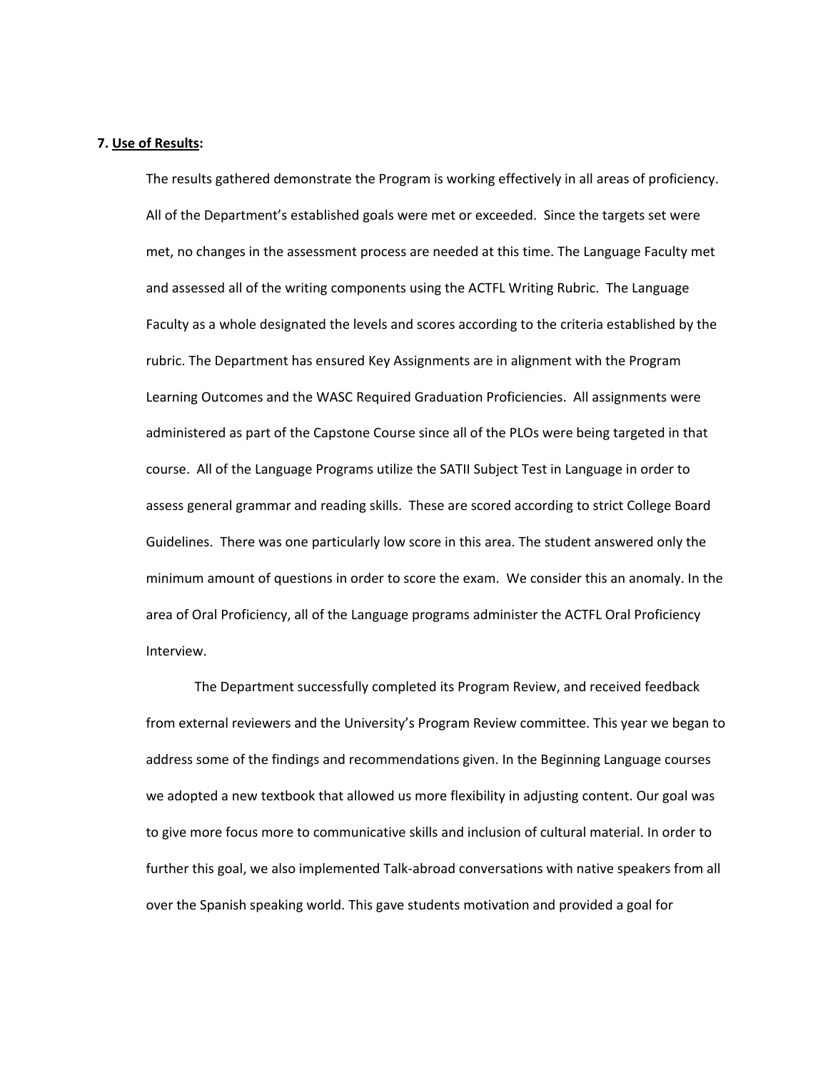**7. Use of Results:**

The results gathered demonstrate the Program is working effectively in all areas of proficiency. All of the Department's established goals were met or exceeded. Since the targets set were met, no changes in the assessment process are needed at this time. The Language Faculty met and assessed all of the writing components using the ACTFL Writing Rubric. The Language Faculty as a whole designated the levels and scores according to the criteria established by the rubric. The Department has ensured Key Assignments are in alignment with the Program Learning Outcomes and the WASC Required Graduation Proficiencies. All assignments were administered as part of the Capstone Course since all of the PLOs were being targeted in that course. All of the Language Programs utilize the SATII Subject Test in Language in order to assess general grammar and reading skills. These are scored according to strict College Board Guidelines. There was one particularly low score in this area. The student answered only the minimum amount of questions in order to score the exam. We consider this an anomaly. In the area of Oral Proficiency, all of the Language programs administer the ACTFL Oral Proficiency Interview.

The Department successfully completed its Program Review, and received feedback from external reviewers and the University's Program Review committee. This year we began to address some of the findings and recommendations given. In the Beginning Language courses we adopted a new textbook that allowed us more flexibility in adjusting content. Our goal was to give more focus more to communicative skills and inclusion of cultural material. In order to further this goal, we also implemented Talk-abroad conversations with native speakers from all over the Spanish speaking world. This gave students motivation and provided a goal for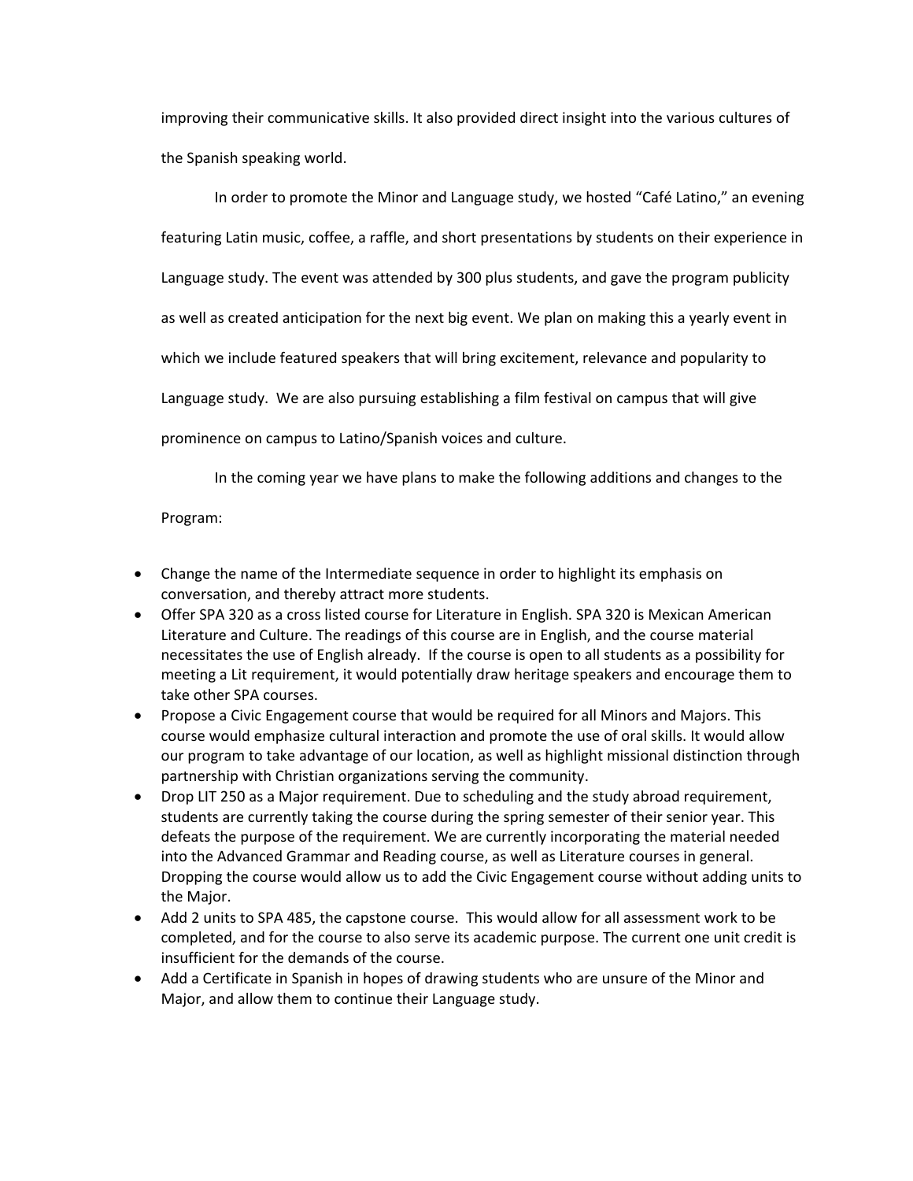improving their communicative skills. It also provided direct insight into the various cultures of the Spanish speaking world.

In order to promote the Minor and Language study, we hosted "Café Latino," an evening featuring Latin music, coffee, a raffle, and short presentations by students on their experience in Language study. The event was attended by 300 plus students, and gave the program publicity as well as created anticipation for the next big event. We plan on making this a yearly event in which we include featured speakers that will bring excitement, relevance and popularity to Language study. We are also pursuing establishing a film festival on campus that will give prominence on campus to Latino/Spanish voices and culture.

In the coming year we have plans to make the following additions and changes to the Program:

- Change the name of the Intermediate sequence in order to highlight its emphasis on conversation, and thereby attract more students.
- Offer SPA 320 as a cross listed course for Literature in English. SPA 320 is Mexican American Literature and Culture. The readings of this course are in English, and the course material necessitates the use of English already. If the course is open to all students as a possibility for meeting a Lit requirement, it would potentially draw heritage speakers and encourage them to take other SPA courses.
- Propose a Civic Engagement course that would be required for all Minors and Majors. This course would emphasize cultural interaction and promote the use of oral skills. It would allow our program to take advantage of our location, as well as highlight missional distinction through partnership with Christian organizations serving the community.
- Drop LIT 250 as a Major requirement. Due to scheduling and the study abroad requirement, students are currently taking the course during the spring semester of their senior year. This defeats the purpose of the requirement. We are currently incorporating the material needed into the Advanced Grammar and Reading course, as well as Literature courses in general. Dropping the course would allow us to add the Civic Engagement course without adding units to the Major.
- Add 2 units to SPA 485, the capstone course. This would allow for all assessment work to be completed, and for the course to also serve its academic purpose. The current one unit credit is insufficient for the demands of the course.
- Add a Certificate in Spanish in hopes of drawing students who are unsure of the Minor and Major, and allow them to continue their Language study.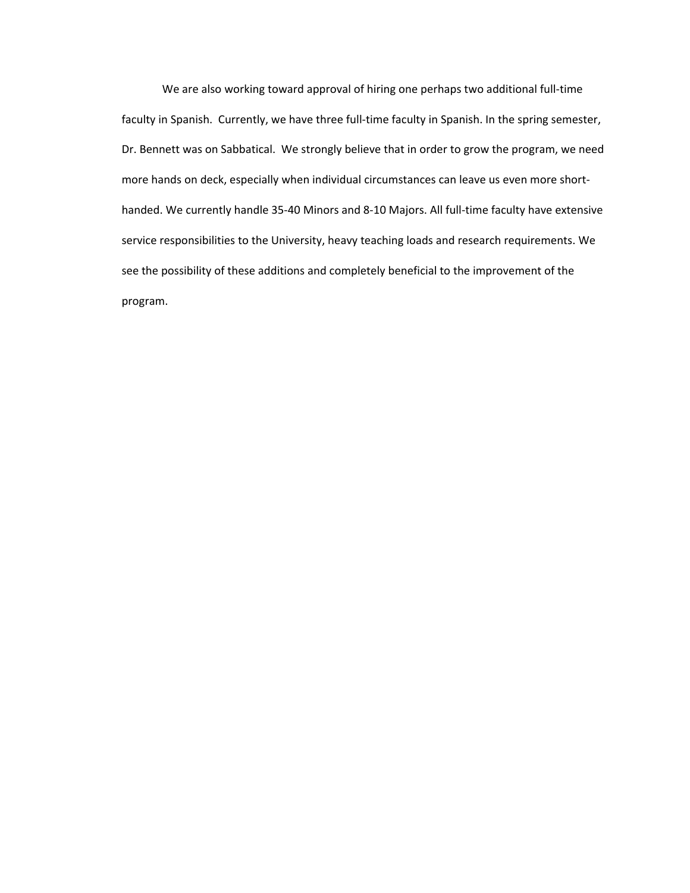We are also working toward approval of hiring one perhaps two additional full-time faculty in Spanish. Currently, we have three full-time faculty in Spanish. In the spring semester, Dr. Bennett was on Sabbatical. We strongly believe that in order to grow the program, we need more hands on deck, especially when individual circumstances can leave us even more short-handed. We currently handle 35-40 Minors and 8-10 Majors. All full-time faculty have extensive service responsibilities to the University, heavy teaching loads and research requirements. We see the possibility of these additions and completely beneficial to the improvement of the program.